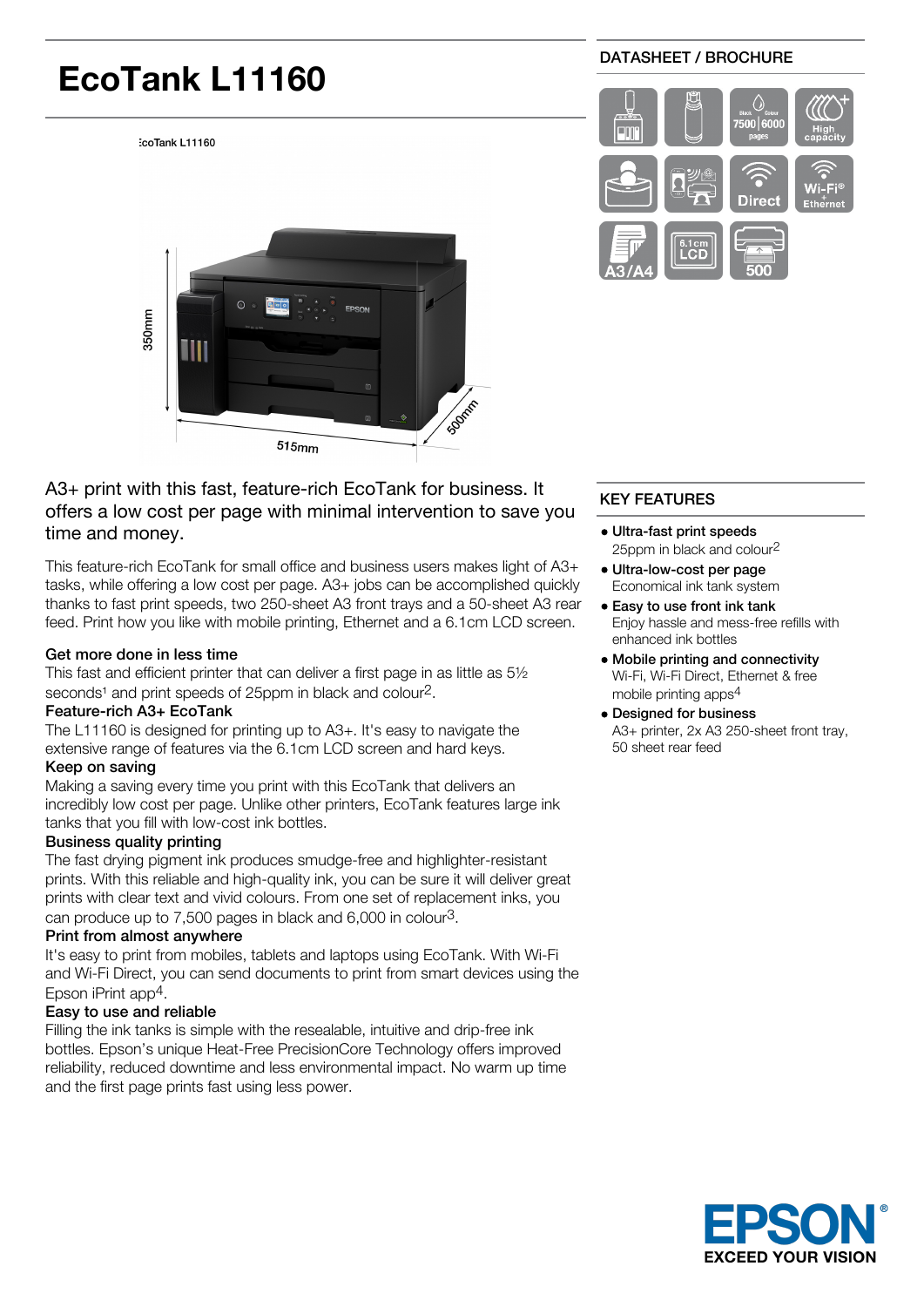# EcoTank L11160

DATASHEET / BROCHURE

A3+ print with this fast, feature-rich EcoTank for business. It offers a low cost per page with minimal intervention to save you time and money.

This feature-rich EcoTank for small office and business users makes light of A3+ tasks, while offering a low cost per page. A3+ jobs can be accomplished quickly thanks to fast print speeds, two 250-sheet A3 front trays and a 50-sheet A3 rear feed. Print how you like with mobile printing, Ethernet and a 6.1cm LCD screen.

**Get more done in less time**
This fast and efficient printer that can deliver a first page in as little as 5½ seconds[1] and print speeds of 25ppm in black and colour[2].

**Feature-rich A3+ EcoTank**
The L11160 is designed for printing up to A3+. It's easy to navigate the extensive range of features via the 6.1cm LCD screen and hard keys.

**Keep on saving**
Making a saving every time you print with this EcoTank that delivers an incredibly low cost per page. Unlike other printers, EcoTank features large ink tanks that you fill with low-cost ink bottles.

**Business quality printing**
The fast drying pigment ink produces smudge-free and highlighter-resistant prints. With this reliable and high-quality ink, you can be sure it will deliver great prints with clear text and vivid colours. From one set of replacement inks, you can produce up to 7,500 pages in black and 6,000 in colour[3].

**Print from almost anywhere**
It's easy to print from mobiles, tablets and laptops using EcoTank. With Wi-Fi and Wi-Fi Direct, you can send documents to print from smart devices using the Epson iPrint app[4].

**Easy to use and reliable**
Filling the ink tanks is simple with the resealable, intuitive and drip-free ink bottles. Epson's unique Heat-Free PrecisionCore Technology offers improved reliability, reduced downtime and less environmental impact. No warm up time and the first page prints fast using less power.

## KEY FEATURES

- **Ultra-fast print speeds**
  25ppm in black and colour[2]
- **Ultra-low-cost per page**
  Economical ink tank system
- **Easy to use front ink tank**
  Enjoy hassle and mess-free refills with enhanced ink bottles
- **Mobile printing and connectivity**
  Wi-Fi, Wi-Fi Direct, Ethernet & free mobile printing apps[4]
- **Designed for business**
  A3+ printer, 2x A3 250-sheet front tray, 50 sheet rear feed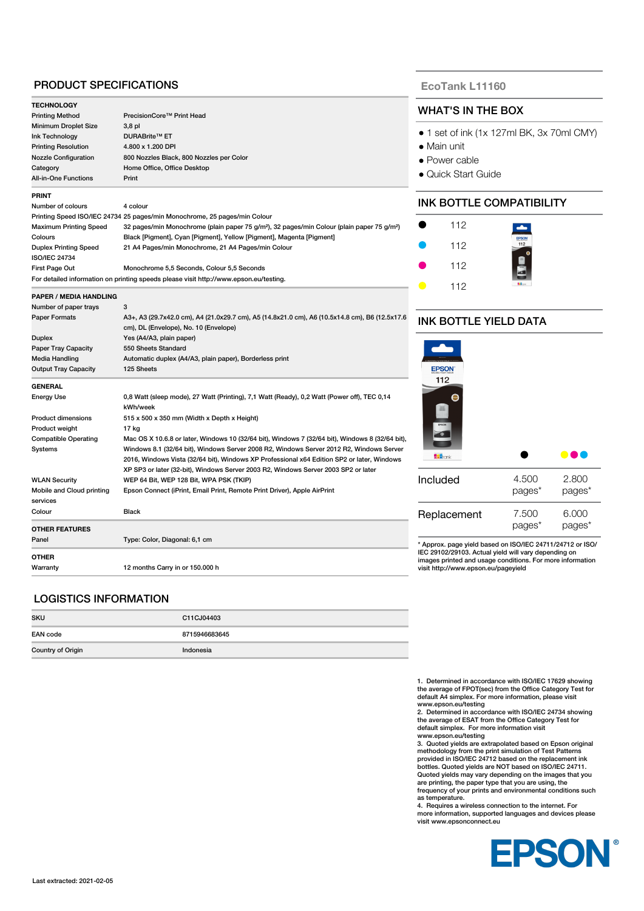## PRODUCT SPECIFICATIONS

| | |
|---|---|
| **TECHNOLOGY** | |
| Printing Method | PrecisionCore™ Print Head |
| Minimum Droplet Size | 3,8 pl |
| Ink Technology | DURABrite™ ET |
| Printing Resolution | 4.800 x 1.200 DPI |
| Nozzle Configuration | 800 Nozzles Black, 800 Nozzles per Color |
| Category | Home Office, Office Desktop |
| All-in-One Functions | Print |
| **PRINT** | |
| Number of colours | 4 colour |
| Printing Speed ISO/IEC 24734 | 25 pages/min Monochrome, 25 pages/min Colour |
| Maximum Printing Speed | 32 pages/min Monochrome (plain paper 75 g/m²), 32 pages/min Colour (plain paper 75 g/m²) |
| Colours | Black [Pigment], Cyan [Pigment], Yellow [Pigment], Magenta [Pigment] |
| Duplex Printing Speed ISO/IEC 24734 | 21 A4 Pages/min Monochrome, 21 A4 Pages/min Colour |
| First Page Out | Monochrome 5,5 Seconds, Colour 5,5 Seconds |
| For detailed information on printing speeds please visit http://www.epson.eu/testing. | |
| **PAPER / MEDIA HANDLING** | |
| Number of paper trays | 3 |
| Paper Formats | A3+, A3 (29.7x42.0 cm), A4 (21.0x29.7 cm), A5 (14.8x21.0 cm), A6 (10.5x14.8 cm), B6 (12.5x17.6 cm), DL (Envelope), No. 10 (Envelope) |
| Duplex | Yes (A4/A3, plain paper) |
| Paper Tray Capacity | 550 Sheets Standard |
| Media Handling | Automatic duplex (A4/A3, plain paper), Borderless print |
| Output Tray Capacity | 125 Sheets |
| **GENERAL** | |
| Energy Use | 0,8 Watt (sleep mode), 27 Watt (Printing), 7,1 Watt (Ready), 0,2 Watt (Power off), TEC 0,14 kWh/week |
| Product dimensions | 515 x 500 x 350 mm (Width x Depth x Height) |
| Product weight | 17 kg |
| Compatible Operating Systems | Mac OS X 10.6.8 or later, Windows 10 (32/64 bit), Windows 7 (32/64 bit), Windows 8 (32/64 bit), Windows 8.1 (32/64 bit), Windows Server 2008 R2, Windows Server 2012 R2, Windows Server 2016, Windows Vista (32/64 bit), Windows XP Professional x64 Edition SP2 or later, Windows XP SP3 or later (32-bit), Windows Server 2003 R2, Windows Server 2003 SP2 or later |
| WLAN Security | WEP 64 Bit, WEP 128 Bit, WPA PSK (TKIP) |
| Mobile and Cloud printing services | Epson Connect (iPrint, Email Print, Remote Print Driver), Apple AirPrint |
| Colour | Black |
| **OTHER FEATURES** | |
| Panel | Type: Color, Diagonal: 6,1 cm |
| **OTHER** | |
| Warranty | 12 months Carry in or 150.000 h |

## LOGISTICS INFORMATION

| | |
|---|---|
| SKU | C11CJ04403 |
| EAN code | 8715946683645 |
| Country of Origin | Indonesia |

## EcoTank L11160

### WHAT'S IN THE BOX

- 1 set of ink (1x 127ml BK, 3x 70ml CMY)
- Main unit
- Power cable
- Quick Start Guide

### INK BOTTLE COMPATIBILITY

| | |
|---|---|
| Black | 112 |
| Cyan | 112 |
| Magenta | 112 |
| Yellow | 112 |

### INK BOTTLE YIELD DATA

| | Black | Colour |
|---|---|---|
| Included | 4.500 pages* | 2.800 pages* |
| Replacement | 7.500 pages* | 6.000 pages* |

\* Approx. page yield based on ISO/IEC 24711/24712 or ISO/IEC 29102/29103. Actual yield will vary depending on images printed and usage conditions. For more information visit http://www.epson.eu/pageyield

1. Determined in accordance with ISO/IEC 17629 showing the average of FPOT(sec) from the Office Category Test for default A4 simplex. For more information, please visit www.epson.eu/testing
2. Determined in accordance with ISO/IEC 24734 showing the average of ESAT from the Office Category Test for default simplex. For more information visit www.epson.eu/testing
3. Quoted yields are extrapolated based on Epson original methodology from the print simulation of Test Patterns provided in ISO/IEC 24712 based on the replacement ink bottles. Quoted yields are NOT based on ISO/IEC 24711. Quoted yields may vary depending on the images that you are printing, the paper type that you are using, the frequency of your prints and environmental conditions such as temperature.
4. Requires a wireless connection to the internet. For more information, supported languages and devices please visit www.epsonconnect.eu

Last extracted: 2021-02-05